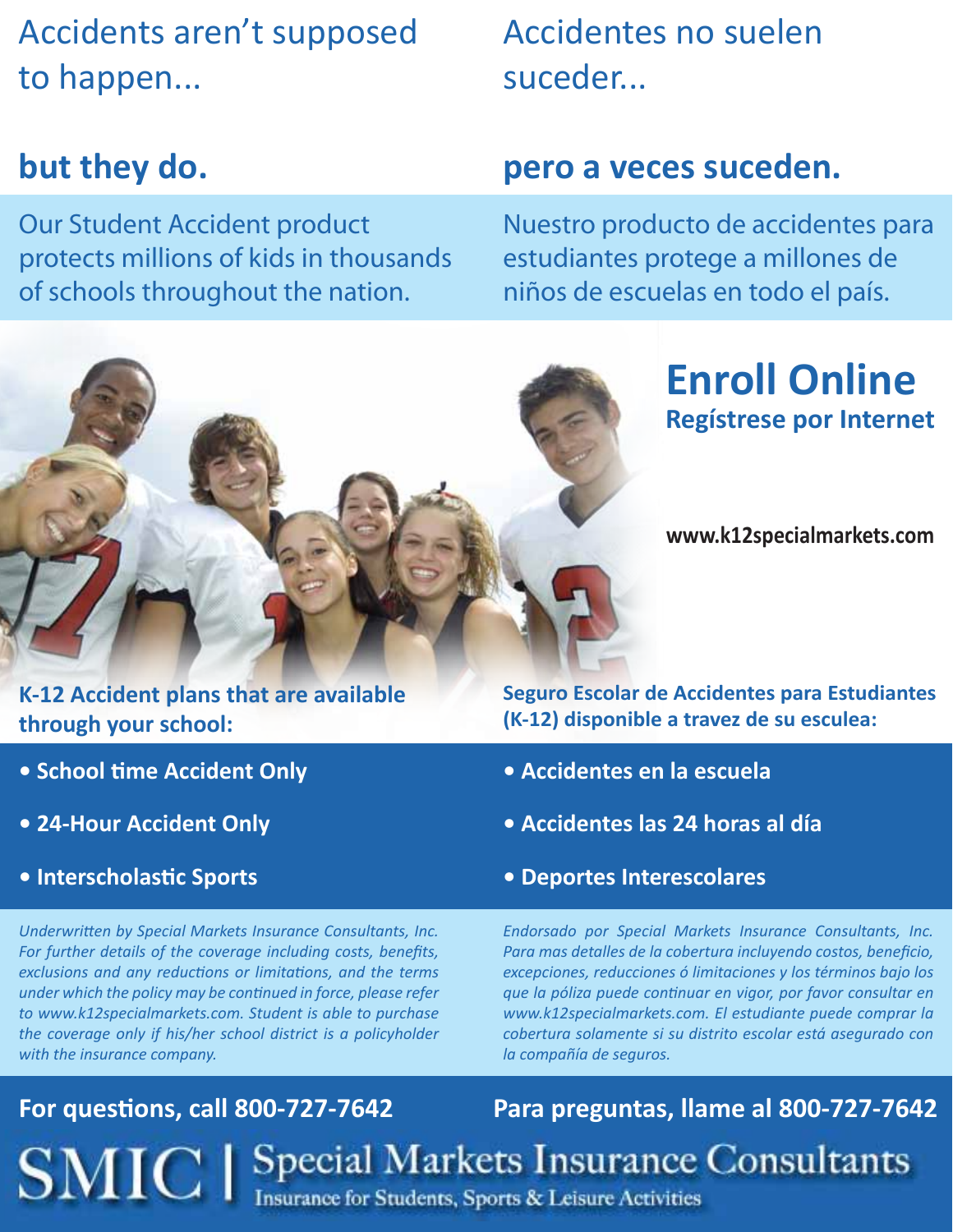# Accidents aren't supposed to happen...

## but they do.

Our Student Accident product protects millions of kids in thousands of schools throughout the nation.

# Accidentes no suelen suceder...

## pero a veces suceden.

Nuestro producto de accidentes para estudiantes protege a millones de niños de escuelas en todo el país.

## Enroll Online

**Regístrese por Internet**

**www.k12specialmarkets.com**

### K-12 Accident plans that are available through your school:

- **School time Accident Only**
- **24-Hour Accident Only**
- **Interscholastic Sports**

*Underwritten by Special Markets Insurance Consultants, Inc. For further details of the coverage including costs, benefits, exclusions and any reductions or limitations, and the terms under which the policy may be continued in force, please refer to www.k12specialmarkets.com. Student is able to purchase the coverage only if his/her school district is a policyholder with the insurance company.*

### Seguro Escolar de Accidentes para Estudiantes (K-12) disponible a travez de su esculea:

- **Accidentes en la escuela**
- **Accidentes las 24 horas al día**
- **Deportes Interescolares**

*Endorsado por Special Markets Insurance Consultants, Inc. Para mas detalles de la cobertura incluyendo costos, beneficio, excepciones, reducciones ó limitaciones y los términos bajo los que la póliza puede continuar en vigor, por favor consultar en www.k12specialmarkets.com. El estudiante puede comprar la cobertura solamente si su distrito escolar está asegurado con la compañía de seguros.*

**For questions, call 800-727-7642**

**Para preguntas, llame al 800-727-7642**

SMIC | Special Markets Insurance Consultants

Insurance for Students, Sports & Leisure Activities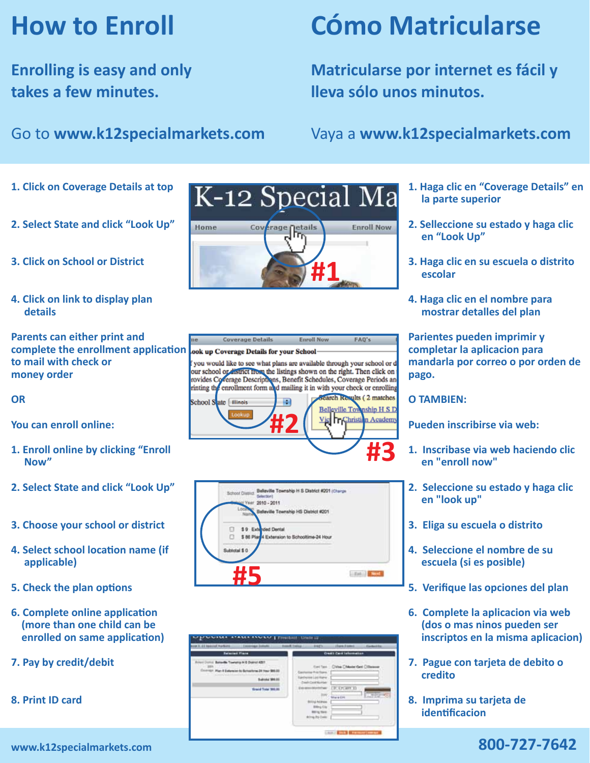# How to Enroll

**Enrolling is easy and only takes a few minutes.**

Go to **www.k12specialmarkets.com**

1. Click on Coverage Details at top
2. Select State and click "Look Up"
3. Click on School or District
4. Click on link to display plan details

Parents can either print and complete the enrollment application to mail with check or money order

OR

You can enroll online:

1. Enroll online by clicking "Enroll Now"
2. Select State and click "Look Up"
3. Choose your school or district
4. Select school location name (if applicable)
5. Check the plan options
6. Complete online application (more than one child can be enrolled on same application)
7. Pay by credit/debit
8. Print ID card

# Cómo Matricularse

**Matricularse por internet es fácil y lleva sólo unos minutos.**

Vaya a **www.k12specialmarkets.com**

1. Haga clic en "Coverage Details" en la parte superior
2. Selleccione su estado y haga clic en "Look Up"
3. Haga clic en su escuela o distrito escolar
4. Haga clic en el nombre para mostrar detalles del plan

Parientes pueden imprimir y completar la aplicacion para mandarla por correo o por orden de pago.

O TAMBIEN:

Pueden inscribirse via web:

1. Inscribase via web haciendo clic en "enroll now"
2. Seleccione su estado y haga clic en "look up"
3. Eliga su escuela o distrito
4. Seleccione el nombre de su escuela (si es posible)
5. Verifique las opciones del plan
6. Complete la aplicacion via web (dos o mas ninos pueden ser inscriptos en la misma aplicacion)
7. Pague con tarjeta de debito o credito
8. Imprima su tarjeta de identificacion

www.k12specialmarkets.com

800-727-7642